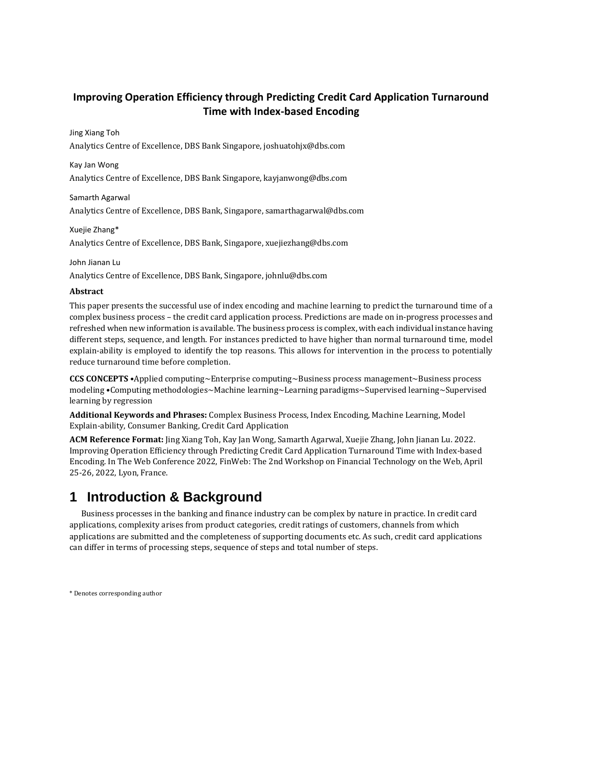# Improving Operation Efficiency through Predicting Credit Card Application Turnaround Time with Index-based Encoding

Jing Xiang Toh

Analytics Centre of Excellence, DBS Bank Singapore, joshuatohjx@dbs.com

Kay Jan Wong

Analytics Centre of Excellence, DBS Bank Singapore, kayjanwong@dbs.com

Samarth Agarwal

Analytics Centre of Excellence, DBS Bank, Singapore, samarthagarwal@dbs.com

Xuejie Zhang*

Analytics Centre of Excellence, DBS Bank, Singapore, xuejiezhang@dbs.com

John Jianan Lu

Analytics Centre of Excellence, DBS Bank, Singapore, johnlu@dbs.com

**Abstract**

This paper presents the successful use of index encoding and machine learning to predict the turnaround time of a complex business process – the credit card application process. Predictions are made on in-progress processes and refreshed when new information is available. The business process is complex, with each individual instance having different steps, sequence, and length. For instances predicted to have higher than normal turnaround time, model explain-ability is employed to identify the top reasons. This allows for intervention in the process to potentially reduce turnaround time before completion.

**CCS CONCEPTS** •Applied computing~Enterprise computing~Business process management~Business process modeling •Computing methodologies~Machine learning~Learning paradigms~Supervised learning~Supervised learning by regression

**Additional Keywords and Phrases:** Complex Business Process, Index Encoding, Machine Learning, Model Explain-ability, Consumer Banking, Credit Card Application

**ACM Reference Format:** Jing Xiang Toh, Kay Jan Wong, Samarth Agarwal, Xuejie Zhang, John Jianan Lu. 2022. Improving Operation Efficiency through Predicting Credit Card Application Turnaround Time with Index-based Encoding. In The Web Conference 2022, FinWeb: The 2nd Workshop on Financial Technology on the Web, April 25-26, 2022, Lyon, France.

## 1 Introduction & Background

Business processes in the banking and finance industry can be complex by nature in practice. In credit card applications, complexity arises from product categories, credit ratings of customers, channels from which applications are submitted and the completeness of supporting documents etc. As such, credit card applications can differ in terms of processing steps, sequence of steps and total number of steps.

* Denotes corresponding author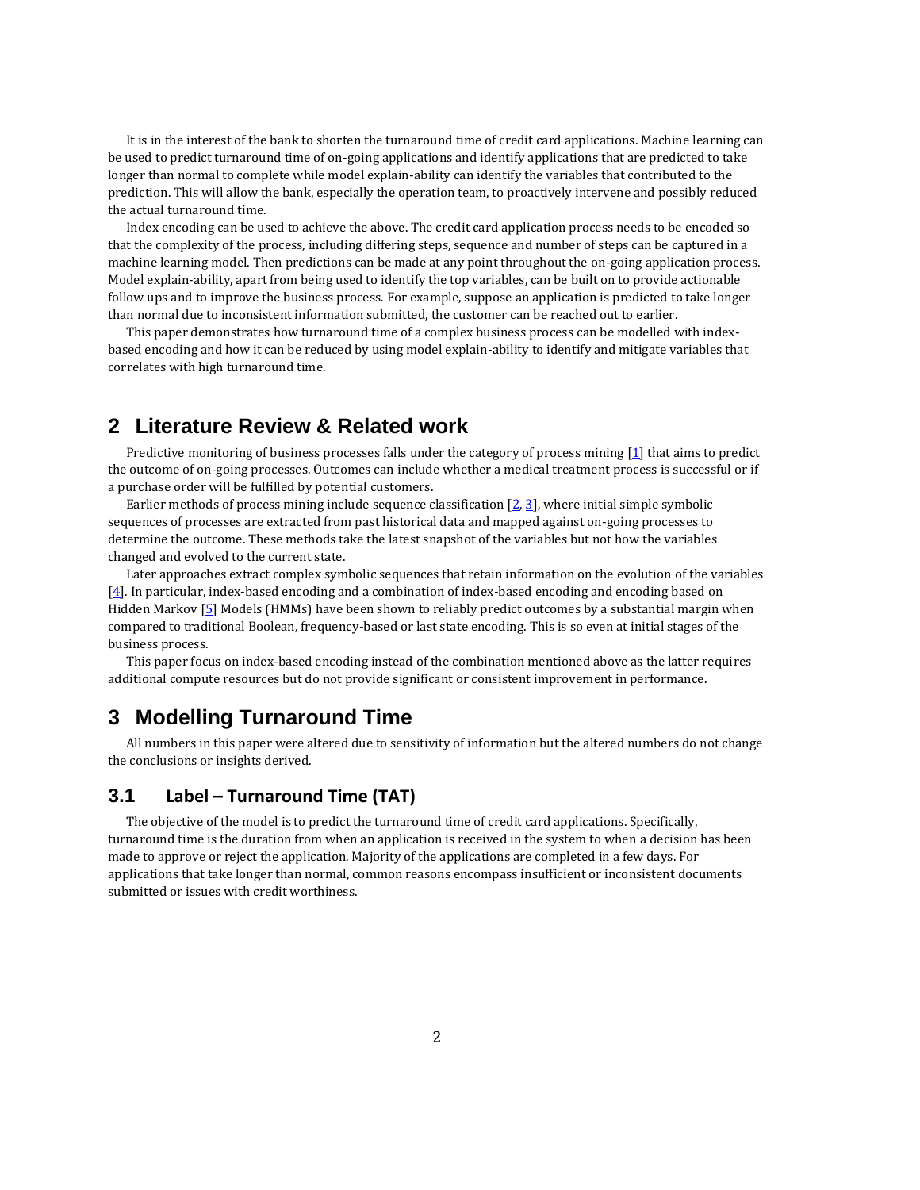It is in the interest of the bank to shorten the turnaround time of credit card applications. Machine learning can be used to predict turnaround time of on-going applications and identify applications that are predicted to take longer than normal to complete while model explain-ability can identify the variables that contributed to the prediction. This will allow the bank, especially the operation team, to proactively intervene and possibly reduced the actual turnaround time.

Index encoding can be used to achieve the above. The credit card application process needs to be encoded so that the complexity of the process, including differing steps, sequence and number of steps can be captured in a machine learning model. Then predictions can be made at any point throughout the on-going application process. Model explain-ability, apart from being used to identify the top variables, can be built on to provide actionable follow ups and to improve the business process. For example, suppose an application is predicted to take longer than normal due to inconsistent information submitted, the customer can be reached out to earlier.

This paper demonstrates how turnaround time of a complex business process can be modelled with index-based encoding and how it can be reduced by using model explain-ability to identify and mitigate variables that correlates with high turnaround time.

# 2 Literature Review & Related work

Predictive monitoring of business processes falls under the category of process mining [1] that aims to predict the outcome of on-going processes. Outcomes can include whether a medical treatment process is successful or if a purchase order will be fulfilled by potential customers.

Earlier methods of process mining include sequence classification [2, 3], where initial simple symbolic sequences of processes are extracted from past historical data and mapped against on-going processes to determine the outcome. These methods take the latest snapshot of the variables but not how the variables changed and evolved to the current state.

Later approaches extract complex symbolic sequences that retain information on the evolution of the variables [4]. In particular, index-based encoding and a combination of index-based encoding and encoding based on Hidden Markov [5] Models (HMMs) have been shown to reliably predict outcomes by a substantial margin when compared to traditional Boolean, frequency-based or last state encoding. This is so even at initial stages of the business process.

This paper focus on index-based encoding instead of the combination mentioned above as the latter requires additional compute resources but do not provide significant or consistent improvement in performance.

# 3 Modelling Turnaround Time

All numbers in this paper were altered due to sensitivity of information but the altered numbers do not change the conclusions or insights derived.

## 3.1 Label – Turnaround Time (TAT)

The objective of the model is to predict the turnaround time of credit card applications. Specifically, turnaround time is the duration from when an application is received in the system to when a decision has been made to approve or reject the application. Majority of the applications are completed in a few days. For applications that take longer than normal, common reasons encompass insufficient or inconsistent documents submitted or issues with credit worthiness.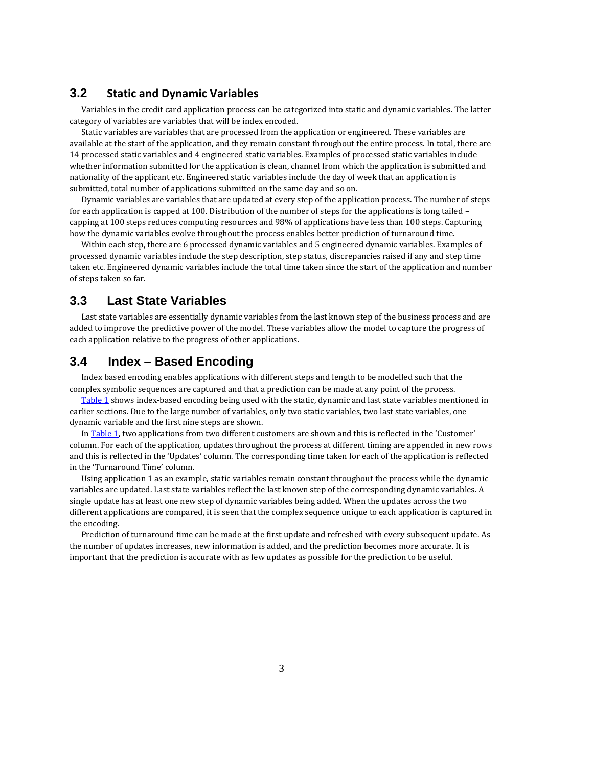## 3.2 Static and Dynamic Variables

Variables in the credit card application process can be categorized into static and dynamic variables. The latter category of variables are variables that will be index encoded.

Static variables are variables that are processed from the application or engineered. These variables are available at the start of the application, and they remain constant throughout the entire process. In total, there are 14 processed static variables and 4 engineered static variables. Examples of processed static variables include whether information submitted for the application is clean, channel from which the application is submitted and nationality of the applicant etc. Engineered static variables include the day of week that an application is submitted, total number of applications submitted on the same day and so on.

Dynamic variables are variables that are updated at every step of the application process. The number of steps for each application is capped at 100. Distribution of the number of steps for the applications is long tailed – capping at 100 steps reduces computing resources and 98% of applications have less than 100 steps. Capturing how the dynamic variables evolve throughout the process enables better prediction of turnaround time.

Within each step, there are 6 processed dynamic variables and 5 engineered dynamic variables. Examples of processed dynamic variables include the step description, step status, discrepancies raised if any and step time taken etc. Engineered dynamic variables include the total time taken since the start of the application and number of steps taken so far.

## 3.3 Last State Variables

Last state variables are essentially dynamic variables from the last known step of the business process and are added to improve the predictive power of the model. These variables allow the model to capture the progress of each application relative to the progress of other applications.

## 3.4 Index – Based Encoding

Index based encoding enables applications with different steps and length to be modelled such that the complex symbolic sequences are captured and that a prediction can be made at any point of the process.

Table 1 shows index-based encoding being used with the static, dynamic and last state variables mentioned in earlier sections. Due to the large number of variables, only two static variables, two last state variables, one dynamic variable and the first nine steps are shown.

In Table 1, two applications from two different customers are shown and this is reflected in the 'Customer' column. For each of the application, updates throughout the process at different timing are appended in new rows and this is reflected in the 'Updates' column. The corresponding time taken for each of the application is reflected in the 'Turnaround Time' column.

Using application 1 as an example, static variables remain constant throughout the process while the dynamic variables are updated. Last state variables reflect the last known step of the corresponding dynamic variables. A single update has at least one new step of dynamic variables being added. When the updates across the two different applications are compared, it is seen that the complex sequence unique to each application is captured in the encoding.

Prediction of turnaround time can be made at the first update and refreshed with every subsequent update. As the number of updates increases, new information is added, and the prediction becomes more accurate. It is important that the prediction is accurate with as few updates as possible for the prediction to be useful.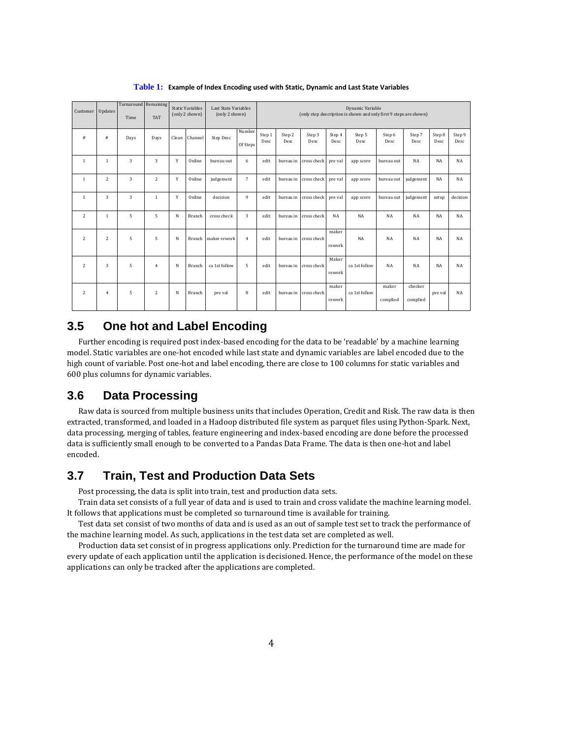**Table 1: Example of Index Encoding used with Static, Dynamic and Last State Variables**

| Customer | Updates | Turnaround Time | Remaining TAT | Static Variables (only 2 shown) | | Last State Variables (only 2 shown) | | Dynamic Variable (only step description is shown and only first 9 steps are shown) | | | | | | | | |
|---|---|---|---|---|---|---|---|---|---|---|---|---|---|---|---|---|
| # | # | Days | Days | Clean | Channel | Step Desc | Number Of Steps | Step 1 Desc | Step 2 Desc | Step 3 Desc | Step 4 Desc | Step 5 Desc | Step 6 Desc | Step 7 Desc | Step 8 Desc | Step 9 Desc |
| 1 | 1 | 3 | 3 | Y | Online | bureau out | 6 | edit | bureau in | cross check | pre val | app score | bureau out | NA | NA | NA |
| 1 | 2 | 3 | 2 | Y | Online | judgement | 7 | edit | bureau in | cross check | pre val | app score | bureau out | judgement | NA | NA |
| 1 | 3 | 3 | 1 | Y | Online | decision | 9 | edit | bureau in | cross check | pre val | app score | bureau out | judgement | setup | decision |
| 2 | 1 | 5 | 5 | N | Branch | cross check | 3 | edit | bureau in | cross check | NA | NA | NA | NA | NA | NA |
| 2 | 2 | 5 | 5 | N | Branch | maker rework | 4 | edit | bureau in | cross check | maker rework | NA | NA | NA | NA | NA |
| 2 | 3 | 5 | 4 | N | Branch | ca 1st follow | 5 | edit | bureau in | cross check | Maker rework | ca 1st follow | NA | NA | NA | NA |
| 2 | 4 | 5 | 2 | N | Branch | pre val | 8 | edit | bureau in | cross check | maker rework | ca 1st follow | maker complied | checker complied | pre val | NA |

## 3.5 One hot and Label Encoding

Further encoding is required post index-based encoding for the data to be 'readable' by a machine learning model. Static variables are one-hot encoded while last state and dynamic variables are label encoded due to the high count of variable. Post one-hot and label encoding, there are close to 100 columns for static variables and 600 plus columns for dynamic variables.

## 3.6 Data Processing

Raw data is sourced from multiple business units that includes Operation, Credit and Risk. The raw data is then extracted, transformed, and loaded in a Hadoop distributed file system as parquet files using Python-Spark. Next, data processing, merging of tables, feature engineering and index-based encoding are done before the processed data is sufficiently small enough to be converted to a Pandas Data Frame. The data is then one-hot and label encoded.

## 3.7 Train, Test and Production Data Sets

Post processing, the data is split into train, test and production data sets.

Train data set consists of a full year of data and is used to train and cross validate the machine learning model. It follows that applications must be completed so turnaround time is available for training.

Test data set consist of two months of data and is used as an out of sample test set to track the performance of the machine learning model. As such, applications in the test data set are completed as well.

Production data set consist of in progress applications only. Prediction for the turnaround time are made for every update of each application until the application is decisioned. Hence, the performance of the model on these applications can only be tracked after the applications are completed.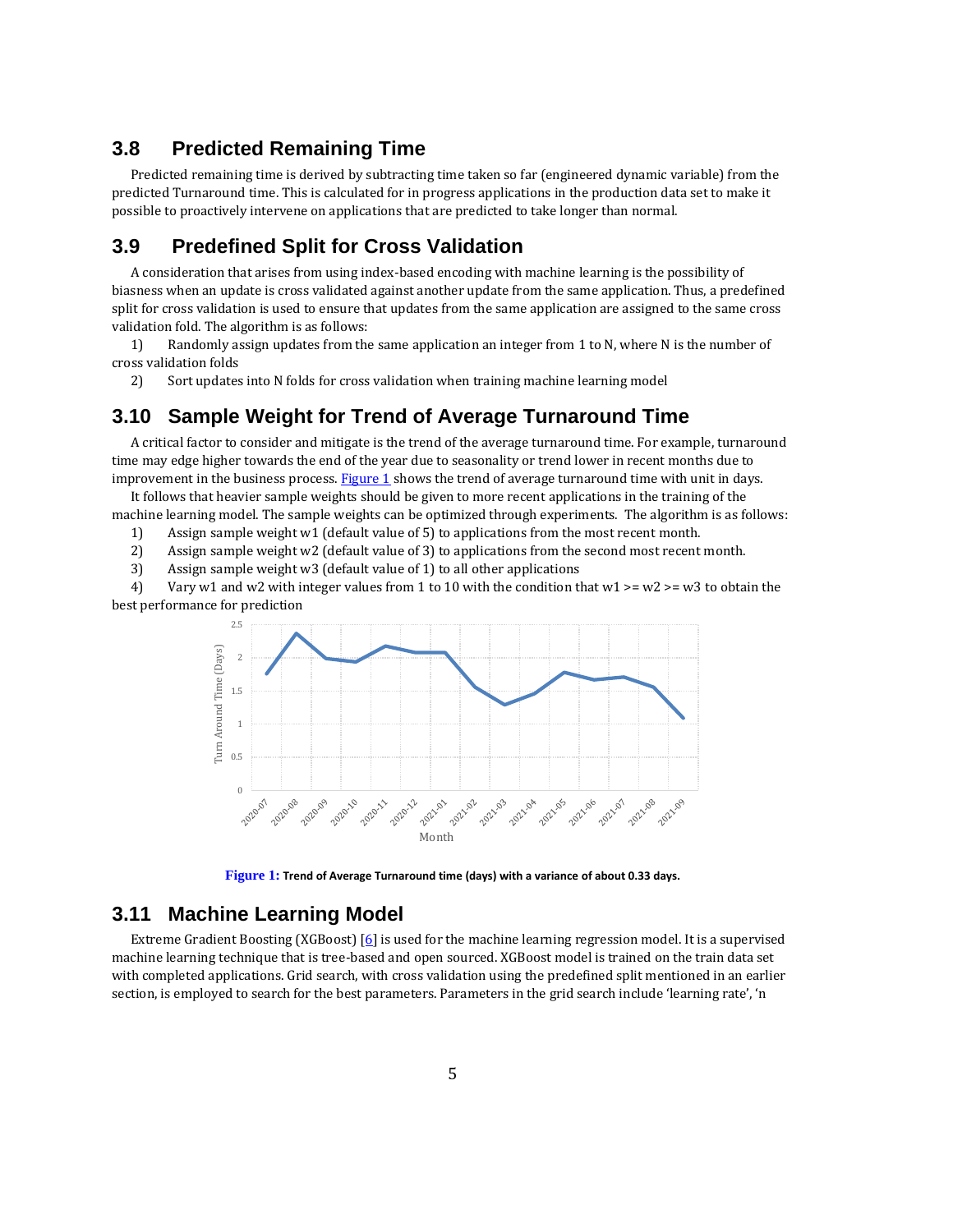## 3.8 Predicted Remaining Time

Predicted remaining time is derived by subtracting time taken so far (engineered dynamic variable) from the predicted Turnaround time. This is calculated for in progress applications in the production data set to make it possible to proactively intervene on applications that are predicted to take longer than normal.

## 3.9 Predefined Split for Cross Validation

A consideration that arises from using index-based encoding with machine learning is the possibility of biasness when an update is cross validated against another update from the same application. Thus, a predefined split for cross validation is used to ensure that updates from the same application are assigned to the same cross validation fold. The algorithm is as follows:

1) Randomly assign updates from the same application an integer from 1 to N, where N is the number of cross validation folds
2) Sort updates into N folds for cross validation when training machine learning model

## 3.10 Sample Weight for Trend of Average Turnaround Time

A critical factor to consider and mitigate is the trend of the average turnaround time. For example, turnaround time may edge higher towards the end of the year due to seasonality or trend lower in recent months due to improvement in the business process. Figure 1 shows the trend of average turnaround time with unit in days.

It follows that heavier sample weights should be given to more recent applications in the training of the machine learning model. The sample weights can be optimized through experiments. The algorithm is as follows:

1) Assign sample weight w1 (default value of 5) to applications from the most recent month.
2) Assign sample weight w2 (default value of 3) to applications from the second most recent month.
3) Assign sample weight w3 (default value of 1) to all other applications
4) Vary w1 and w2 with integer values from 1 to 10 with the condition that w1 >= w2 >= w3 to obtain the best performance for prediction

**Figure 1:** Trend of Average Turnaround time (days) with a variance of about 0.33 days.

## 3.11 Machine Learning Model

Extreme Gradient Boosting (XGBoost) [6] is used for the machine learning regression model. It is a supervised machine learning technique that is tree-based and open sourced. XGBoost model is trained on the train data set with completed applications. Grid search, with cross validation using the predefined split mentioned in an earlier section, is employed to search for the best parameters. Parameters in the grid search include 'learning rate', 'n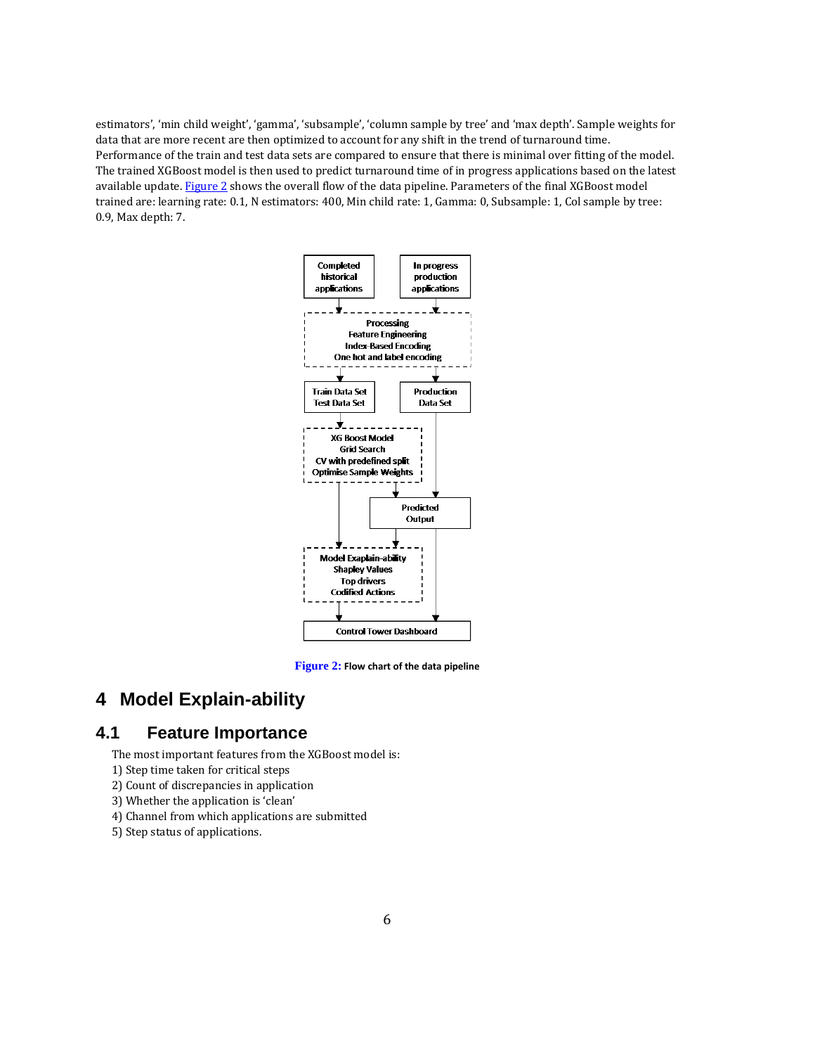estimators', 'min child weight', 'gamma', 'subsample', 'column sample by tree' and 'max depth'. Sample weights for data that are more recent are then optimized to account for any shift in the trend of turnaround time. Performance of the train and test data sets are compared to ensure that there is minimal over fitting of the model. The trained XGBoost model is then used to predict turnaround time of in progress applications based on the latest available update. Figure 2 shows the overall flow of the data pipeline. Parameters of the final XGBoost model trained are: learning rate: 0.1, N estimators: 400, Min child rate: 1, Gamma: 0, Subsample: 1, Col sample by tree: 0.9, Max depth: 7.

Figure 2: Flow chart of the data pipeline

# 4 Model Explain-ability

## 4.1 Feature Importance

The most important features from the XGBoost model is:

1) Step time taken for critical steps
2) Count of discrepancies in application
3) Whether the application is 'clean'
4) Channel from which applications are submitted
5) Step status of applications.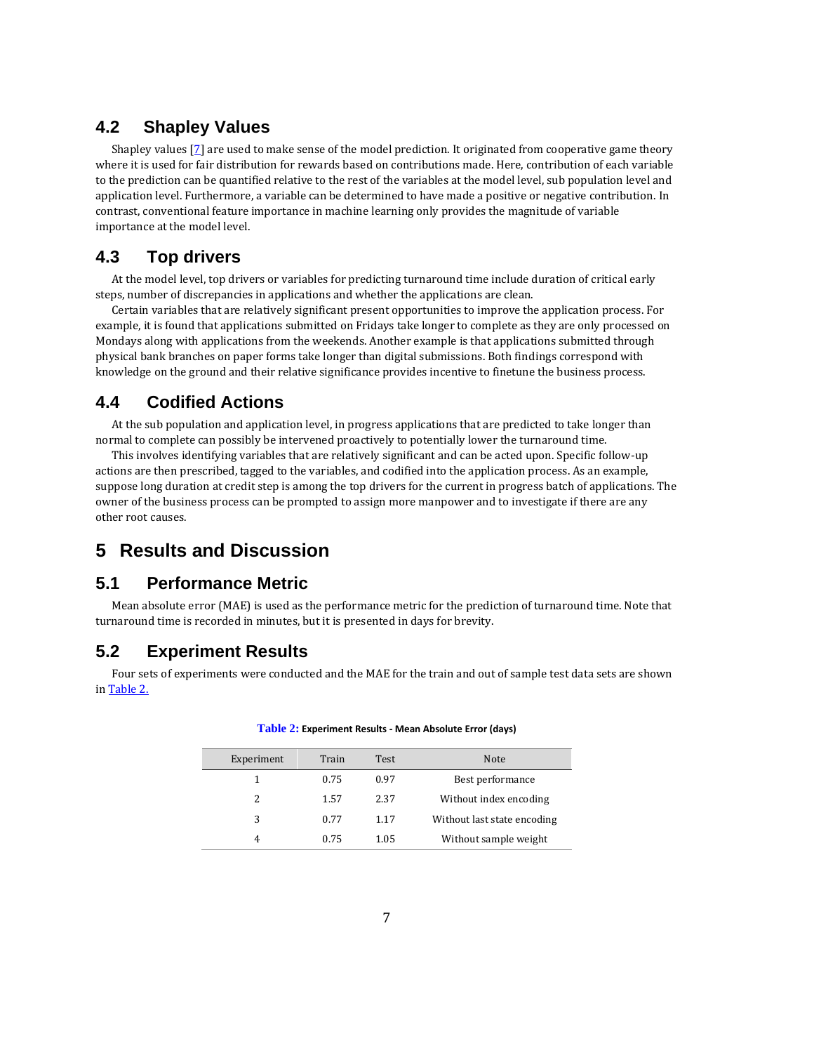## 4.2 Shapley Values

Shapley values [7] are used to make sense of the model prediction. It originated from cooperative game theory where it is used for fair distribution for rewards based on contributions made. Here, contribution of each variable to the prediction can be quantified relative to the rest of the variables at the model level, sub population level and application level. Furthermore, a variable can be determined to have made a positive or negative contribution. In contrast, conventional feature importance in machine learning only provides the magnitude of variable importance at the model level.

## 4.3 Top drivers

At the model level, top drivers or variables for predicting turnaround time include duration of critical early steps, number of discrepancies in applications and whether the applications are clean.

Certain variables that are relatively significant present opportunities to improve the application process. For example, it is found that applications submitted on Fridays take longer to complete as they are only processed on Mondays along with applications from the weekends. Another example is that applications submitted through physical bank branches on paper forms take longer than digital submissions. Both findings correspond with knowledge on the ground and their relative significance provides incentive to finetune the business process.

## 4.4 Codified Actions

At the sub population and application level, in progress applications that are predicted to take longer than normal to complete can possibly be intervened proactively to potentially lower the turnaround time.

This involves identifying variables that are relatively significant and can be acted upon. Specific follow-up actions are then prescribed, tagged to the variables, and codified into the application process. As an example, suppose long duration at credit step is among the top drivers for the current in progress batch of applications. The owner of the business process can be prompted to assign more manpower and to investigate if there are any other root causes.

# 5 Results and Discussion

## 5.1 Performance Metric

Mean absolute error (MAE) is used as the performance metric for the prediction of turnaround time. Note that turnaround time is recorded in minutes, but it is presented in days for brevity.

## 5.2 Experiment Results

Four sets of experiments were conducted and the MAE for the train and out of sample test data sets are shown in Table 2.

**Table 2:** Experiment Results - Mean Absolute Error (days)

| Experiment | Train | Test | Note |
|---|---|---|---|
| 1 | 0.75 | 0.97 | Best performance |
| 2 | 1.57 | 2.37 | Without index encoding |
| 3 | 0.77 | 1.17 | Without last state encoding |
| 4 | 0.75 | 1.05 | Without sample weight |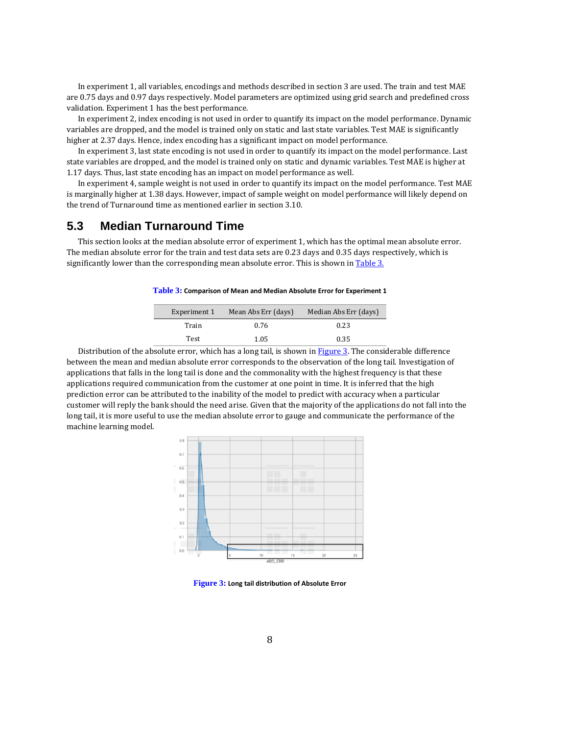In experiment 1, all variables, encodings and methods described in section 3 are used. The train and test MAE are 0.75 days and 0.97 days respectively. Model parameters are optimized using grid search and predefined cross validation. Experiment 1 has the best performance.

In experiment 2, index encoding is not used in order to quantify its impact on the model performance. Dynamic variables are dropped, and the model is trained only on static and last state variables. Test MAE is significantly higher at 2.37 days. Hence, index encoding has a significant impact on model performance.

In experiment 3, last state encoding is not used in order to quantify its impact on the model performance. Last state variables are dropped, and the model is trained only on static and dynamic variables. Test MAE is higher at 1.17 days. Thus, last state encoding has an impact on model performance as well.

In experiment 4, sample weight is not used in order to quantify its impact on the model performance. Test MAE is marginally higher at 1.38 days. However, impact of sample weight on model performance will likely depend on the trend of Turnaround time as mentioned earlier in section 3.10.

## 5.3 Median Turnaround Time

This section looks at the median absolute error of experiment 1, which has the optimal mean absolute error. The median absolute error for the train and test data sets are 0.23 days and 0.35 days respectively, which is significantly lower than the corresponding mean absolute error. This is shown in Table 3.

**Table 3:** Comparison of Mean and Median Absolute Error for Experiment 1

| Experiment 1 | Mean Abs Err (days) | Median Abs Err (days) |
| --- | --- | --- |
| Train | 0.76 | 0.23 |
| Test | 1.05 | 0.35 |

Distribution of the absolute error, which has a long tail, is shown in Figure 3. The considerable difference between the mean and median absolute error corresponds to the observation of the long tail. Investigation of applications that falls in the long tail is done and the commonality with the highest frequency is that these applications required communication from the customer at one point in time. It is inferred that the high prediction error can be attributed to the inability of the model to predict with accuracy when a particular customer will reply the bank should the need arise. Given that the majority of the applications do not fall into the long tail, it is more useful to use the median absolute error to gauge and communicate the performance of the machine learning model.

**Figure 3:** Long tail distribution of Absolute Error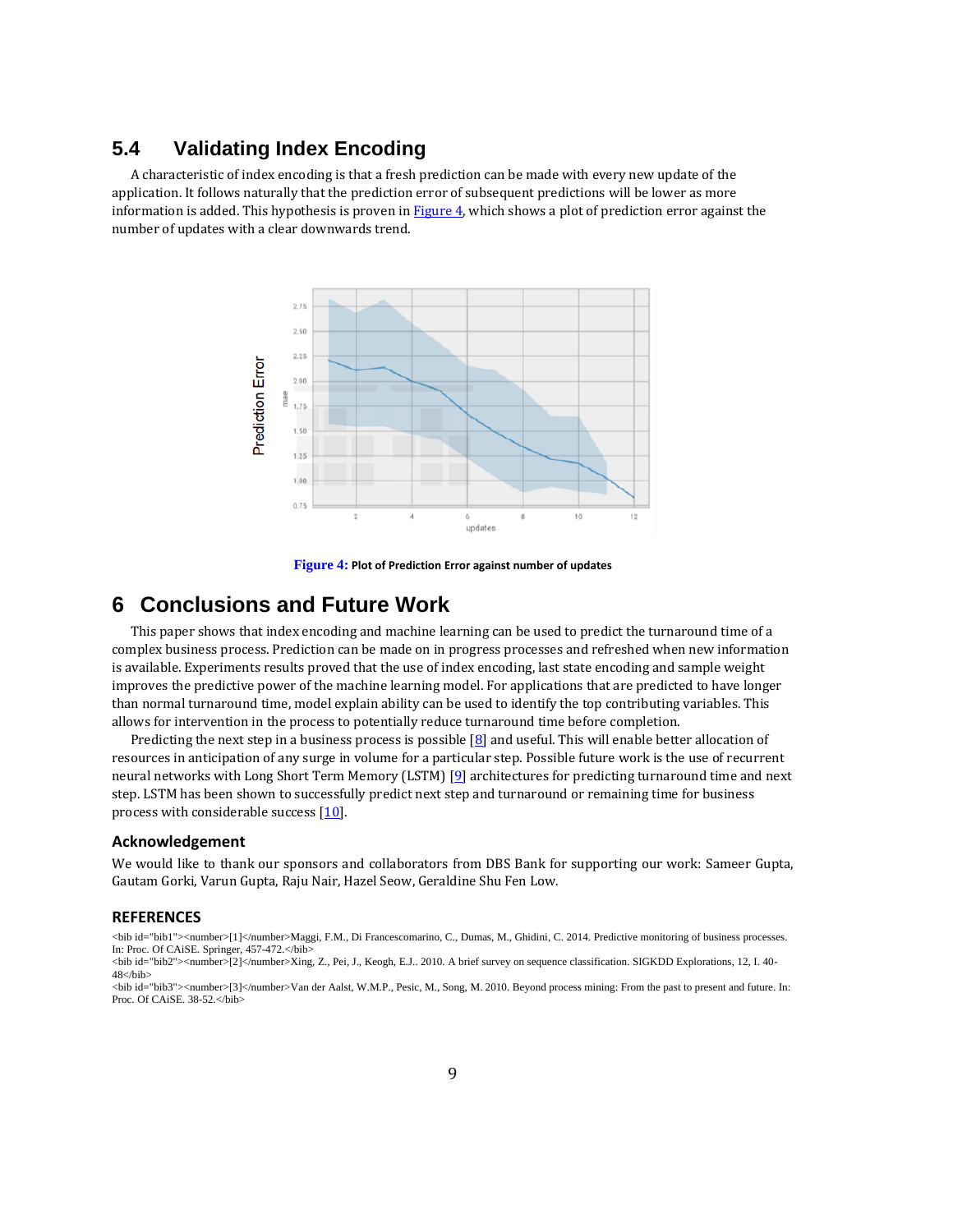## 5.4 Validating Index Encoding

A characteristic of index encoding is that a fresh prediction can be made with every new update of the application. It follows naturally that the prediction error of subsequent predictions will be lower as more information is added. This hypothesis is proven in Figure 4, which shows a plot of prediction error against the number of updates with a clear downwards trend.

**Figure 4:** Plot of Prediction Error against number of updates

# 6 Conclusions and Future Work

This paper shows that index encoding and machine learning can be used to predict the turnaround time of a complex business process. Prediction can be made on in progress processes and refreshed when new information is available. Experiments results proved that the use of index encoding, last state encoding and sample weight improves the predictive power of the machine learning model. For applications that are predicted to have longer than normal turnaround time, model explain ability can be used to identify the top contributing variables. This allows for intervention in the process to potentially reduce turnaround time before completion.

Predicting the next step in a business process is possible [8] and useful. This will enable better allocation of resources in anticipation of any surge in volume for a particular step. Possible future work is the use of recurrent neural networks with Long Short Term Memory (LSTM) [9] architectures for predicting turnaround time and next step. LSTM has been shown to successfully predict next step and turnaround or remaining time for business process with considerable success [10].

### Acknowledgement

We would like to thank our sponsors and collaborators from DBS Bank for supporting our work: Sameer Gupta, Gautam Gorki, Varun Gupta, Raju Nair, Hazel Seow, Geraldine Shu Fen Low.

### REFERENCES

<bib id="bib1"><number>[1]</number>Maggi, F.M., Di Francescomarino, C., Dumas, M., Ghidini, C. 2014. Predictive monitoring of business processes. In: Proc. Of CAiSE. Springer, 457-472.</bib>
<bib id="bib2"><number>[2]</number>Xing, Z., Pei, J., Keogh, E.J.. 2010. A brief survey on sequence classification. SIGKDD Explorations, 12, I. 40-48</bib>
<bib id="bib3"><number>[3]</number>Van der Aalst, W.M.P., Pesic, M., Song, M. 2010. Beyond process mining: From the past to present and future. In: Proc. Of CAiSE. 38-52.</bib>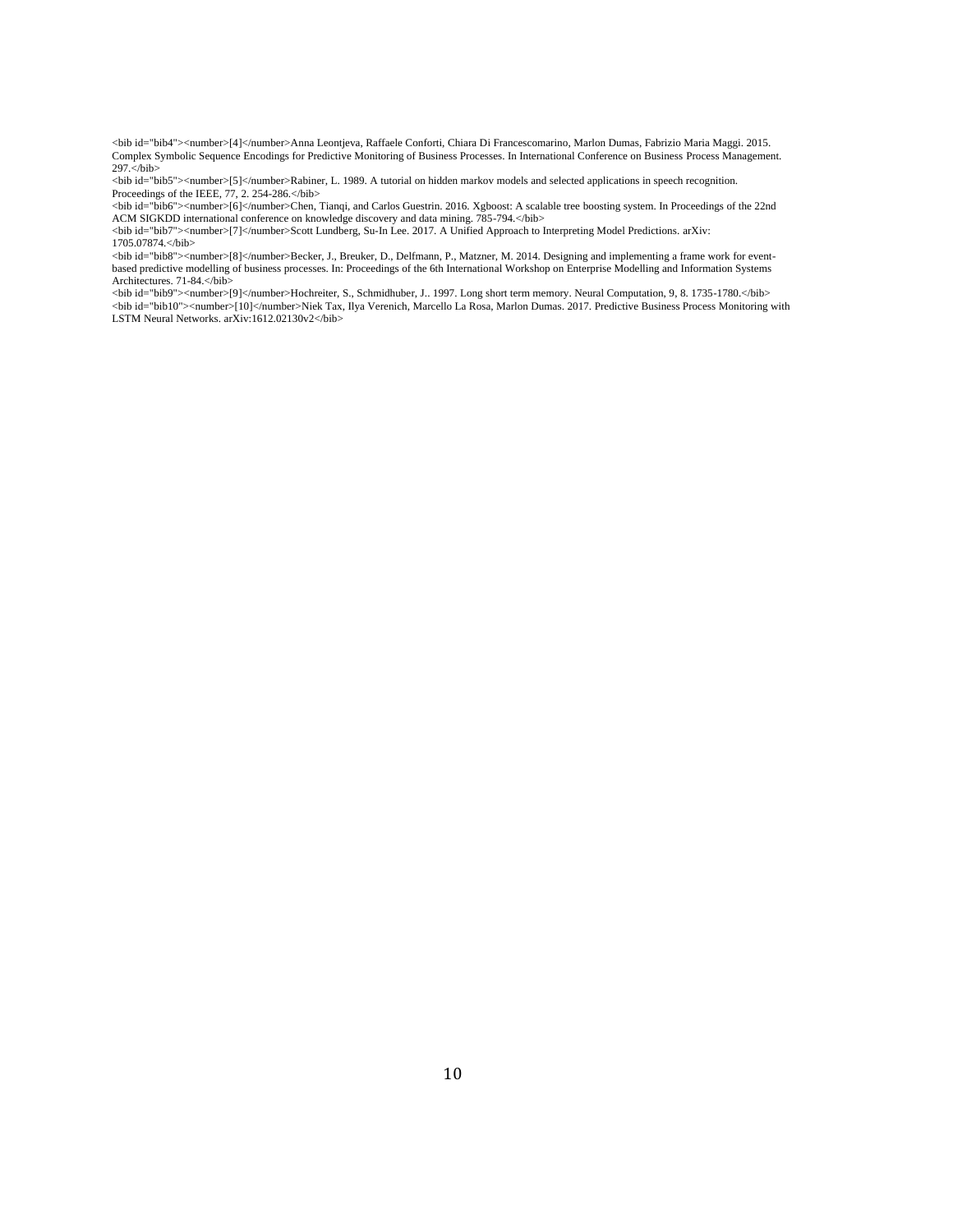<bib id="bib4"><number>[4]</number>Anna Leontjeva, Raffaele Conforti, Chiara Di Francescomarino, Marlon Dumas, Fabrizio Maria Maggi. 2015. Complex Symbolic Sequence Encodings for Predictive Monitoring of Business Processes. In International Conference on Business Process Management. 297.</bib>
<bib id="bib5"><number>[5]</number>Rabiner, L. 1989. A tutorial on hidden markov models and selected applications in speech recognition. Proceedings of the IEEE, 77, 2. 254-286.</bib>
<bib id="bib6"><number>[6]</number>Chen, Tianqi, and Carlos Guestrin. 2016. Xgboost: A scalable tree boosting system. In Proceedings of the 22nd ACM SIGKDD international conference on knowledge discovery and data mining. 785-794.</bib>
<bib id="bib7"><number>[7]</number>Scott Lundberg, Su-In Lee. 2017. A Unified Approach to Interpreting Model Predictions. arXiv: 1705.07874.</bib>
<bib id="bib8"><number>[8]</number>Becker, J., Breuker, D., Delfmann, P., Matzner, M. 2014. Designing and implementing a frame work for event-based predictive modelling of business processes. In: Proceedings of the 6th International Workshop on Enterprise Modelling and Information Systems Architectures. 71-84.</bib>
<bib id="bib9"><number>[9]</number>Hochreiter, S., Schmidhuber, J.. 1997. Long short term memory. Neural Computation, 9, 8. 1735-1780.</bib>
<bib id="bib10"><number>[10]</number>Niek Tax, Ilya Verenich, Marcello La Rosa, Marlon Dumas. 2017. Predictive Business Process Monitoring with LSTM Neural Networks. arXiv:1612.02130v2</bib>